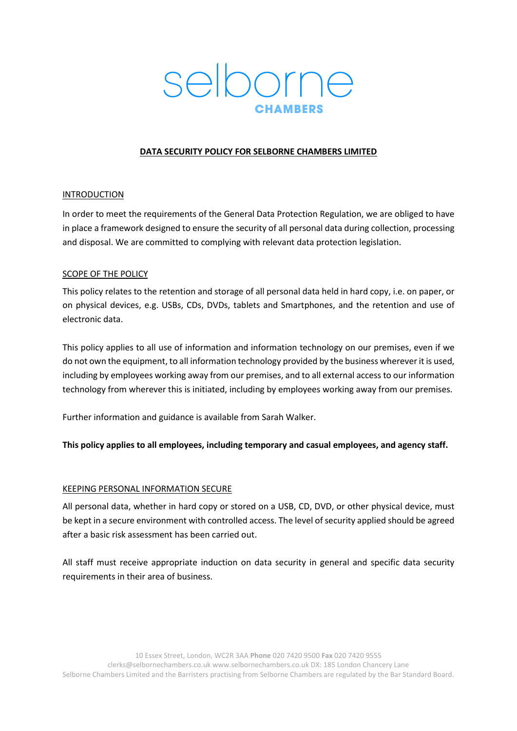selborne

CHAMBERS

# DATA SECURITY POLICY FOR SELBORNE CHAMBERS LIMITED

## INTRODUCTION

In order to meet the requirements of the General Data Protection Regulation, we are obliged to have in place a framework designed to ensure the security of all personal data during collection, processing and disposal. We are committed to complying with relevant data protection legislation.

## SCOPE OF THE POLICY

This policy relates to the retention and storage of all personal data held in hard copy, i.e. on paper, or on physical devices, e.g. USBs, CDs, DVDs, tablets and Smartphones, and the retention and use of electronic data.

This policy applies to all use of information and information technology on our premises, even if we do not own the equipment, to all information technology provided by the business wherever it is used, including by employees working away from our premises, and to all external access to our information technology from wherever this is initiated, including by employees working away from our premises.

Further information and guidance is available from Sarah Walker.

**This policy applies to all employees, including temporary and casual employees, and agency staff.**

## KEEPING PERSONAL INFORMATION SECURE

All personal data, whether in hard copy or stored on a USB, CD, DVD, or other physical device, must be kept in a secure environment with controlled access. The level of security applied should be agreed after a basic risk assessment has been carried out.

All staff must receive appropriate induction on data security in general and specific data security requirements in their area of business.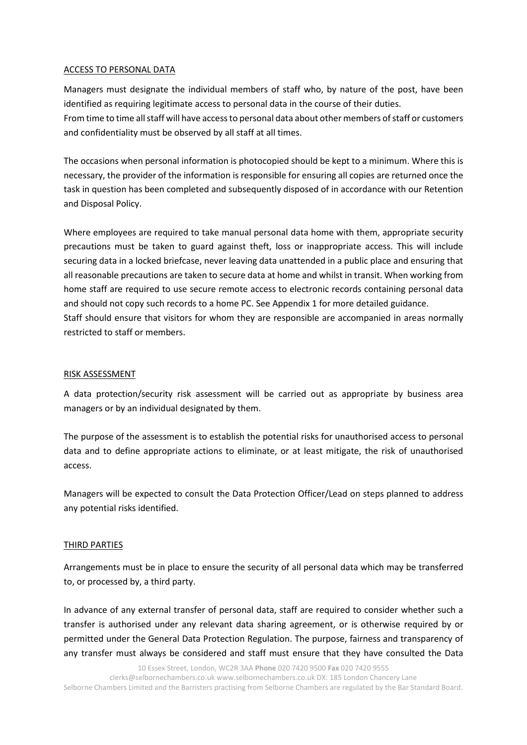## ACCESS TO PERSONAL DATA

Managers must designate the individual members of staff who, by nature of the post, have been identified as requiring legitimate access to personal data in the course of their duties.
From time to time all staff will have access to personal data about other members of staff or customers and confidentiality must be observed by all staff at all times.

The occasions when personal information is photocopied should be kept to a minimum. Where this is necessary, the provider of the information is responsible for ensuring all copies are returned once the task in question has been completed and subsequently disposed of in accordance with our Retention and Disposal Policy.

Where employees are required to take manual personal data home with them, appropriate security precautions must be taken to guard against theft, loss or inappropriate access. This will include securing data in a locked briefcase, never leaving data unattended in a public place and ensuring that all reasonable precautions are taken to secure data at home and whilst in transit. When working from home staff are required to use secure remote access to electronic records containing personal data and should not copy such records to a home PC. See Appendix 1 for more detailed guidance.
Staff should ensure that visitors for whom they are responsible are accompanied in areas normally restricted to staff or members.

## RISK ASSESSMENT

A data protection/security risk assessment will be carried out as appropriate by business area managers or by an individual designated by them.

The purpose of the assessment is to establish the potential risks for unauthorised access to personal data and to define appropriate actions to eliminate, or at least mitigate, the risk of unauthorised access.

Managers will be expected to consult the Data Protection Officer/Lead on steps planned to address any potential risks identified.

## THIRD PARTIES

Arrangements must be in place to ensure the security of all personal data which may be transferred to, or processed by, a third party.

In advance of any external transfer of personal data, staff are required to consider whether such a transfer is authorised under any relevant data sharing agreement, or is otherwise required by or permitted under the General Data Protection Regulation. The purpose, fairness and transparency of any transfer must always be considered and staff must ensure that they have consulted the Data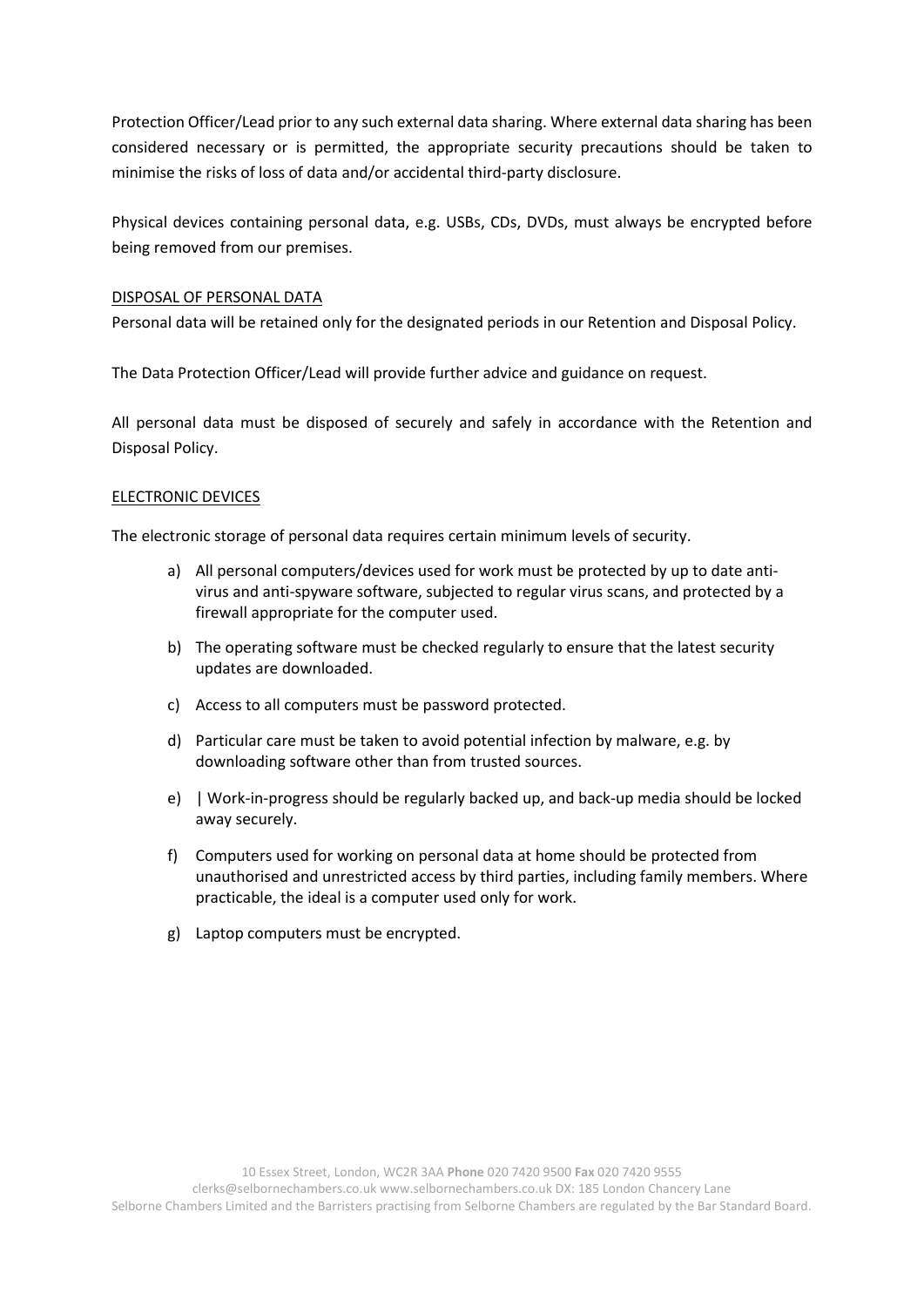Protection Officer/Lead prior to any such external data sharing. Where external data sharing has been considered necessary or is permitted, the appropriate security precautions should be taken to minimise the risks of loss of data and/or accidental third-party disclosure.

Physical devices containing personal data, e.g. USBs, CDs, DVDs, must always be encrypted before being removed from our premises.

<u>DISPOSAL OF PERSONAL DATA</u>

Personal data will be retained only for the designated periods in our Retention and Disposal Policy.

The Data Protection Officer/Lead will provide further advice and guidance on request.

All personal data must be disposed of securely and safely in accordance with the Retention and Disposal Policy.

<u>ELECTRONIC DEVICES</u>

The electronic storage of personal data requires certain minimum levels of security.

a) All personal computers/devices used for work must be protected by up to date anti-virus and anti-spyware software, subjected to regular virus scans, and protected by a firewall appropriate for the computer used.

b) The operating software must be checked regularly to ensure that the latest security updates are downloaded.

c) Access to all computers must be password protected.

d) Particular care must be taken to avoid potential infection by malware, e.g. by downloading software other than from trusted sources.

e) | Work-in-progress should be regularly backed up, and back-up media should be locked away securely.

f) Computers used for working on personal data at home should be protected from unauthorised and unrestricted access by third parties, including family members. Where practicable, the ideal is a computer used only for work.

g) Laptop computers must be encrypted.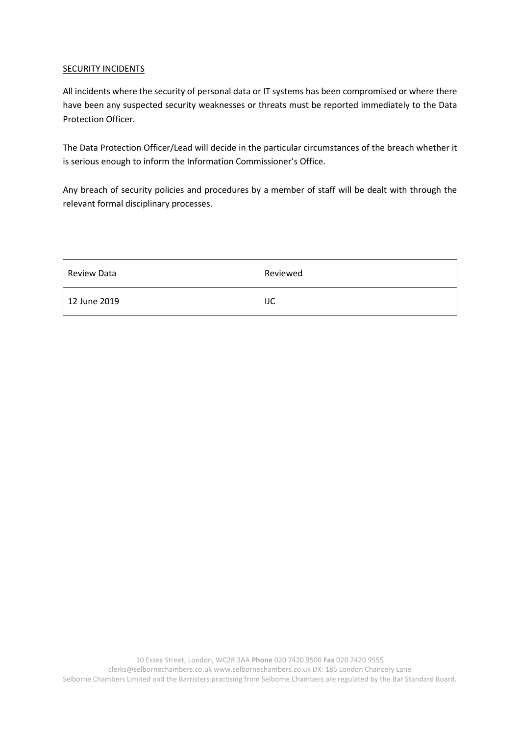## SECURITY INCIDENTS

All incidents where the security of personal data or IT systems has been compromised or where there have been any suspected security weaknesses or threats must be reported immediately to the Data Protection Officer.

The Data Protection Officer/Lead will decide in the particular circumstances of the breach whether it is serious enough to inform the Information Commissioner's Office.

Any breach of security policies and procedures by a member of staff will be dealt with through the relevant formal disciplinary processes.

| Review Data | Reviewed |
| --- | --- |
| 12 June 2019 | IJC |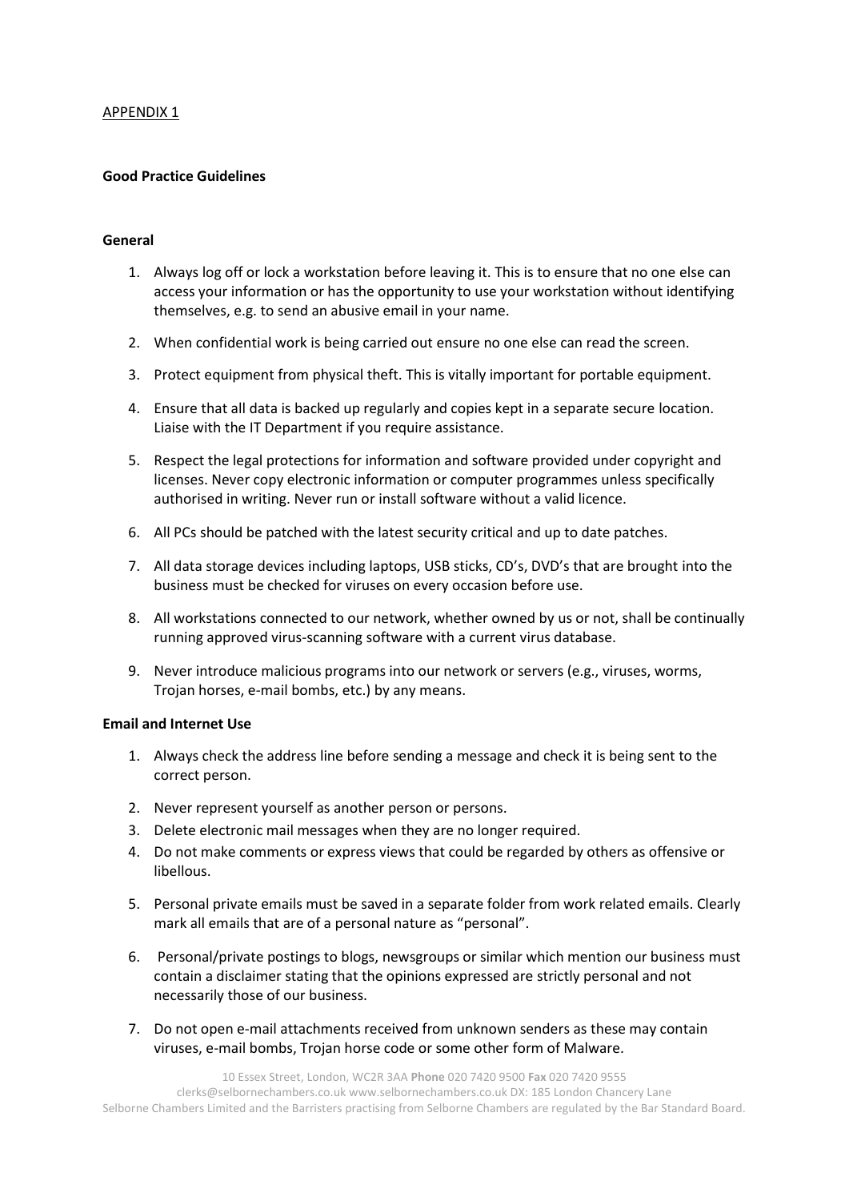APPENDIX 1

**Good Practice Guidelines**

**General**

1. Always log off or lock a workstation before leaving it. This is to ensure that no one else can access your information or has the opportunity to use your workstation without identifying themselves, e.g. to send an abusive email in your name.

2. When confidential work is being carried out ensure no one else can read the screen.

3. Protect equipment from physical theft. This is vitally important for portable equipment.

4. Ensure that all data is backed up regularly and copies kept in a separate secure location. Liaise with the IT Department if you require assistance.

5. Respect the legal protections for information and software provided under copyright and licenses. Never copy electronic information or computer programmes unless specifically authorised in writing. Never run or install software without a valid licence.

6. All PCs should be patched with the latest security critical and up to date patches.

7. All data storage devices including laptops, USB sticks, CD's, DVD's that are brought into the business must be checked for viruses on every occasion before use.

8. All workstations connected to our network, whether owned by us or not, shall be continually running approved virus-scanning software with a current virus database.

9. Never introduce malicious programs into our network or servers (e.g., viruses, worms, Trojan horses, e-mail bombs, etc.) by any means.

**Email and Internet Use**

1. Always check the address line before sending a message and check it is being sent to the correct person.

2. Never represent yourself as another person or persons.

3. Delete electronic mail messages when they are no longer required.

4. Do not make comments or express views that could be regarded by others as offensive or libellous.

5. Personal private emails must be saved in a separate folder from work related emails. Clearly mark all emails that are of a personal nature as "personal".

6. Personal/private postings to blogs, newsgroups or similar which mention our business must contain a disclaimer stating that the opinions expressed are strictly personal and not necessarily those of our business.

7. Do not open e-mail attachments received from unknown senders as these may contain viruses, e-mail bombs, Trojan horse code or some other form of Malware.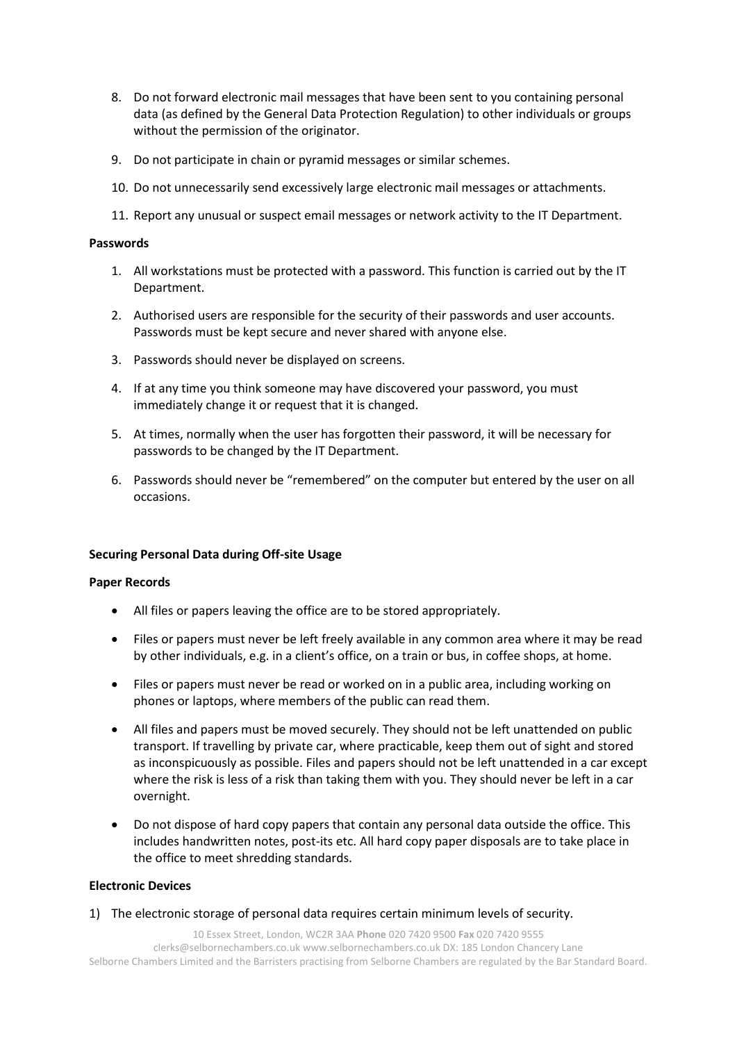8. Do not forward electronic mail messages that have been sent to you containing personal data (as defined by the General Data Protection Regulation) to other individuals or groups without the permission of the originator.

9. Do not participate in chain or pyramid messages or similar schemes.

10. Do not unnecessarily send excessively large electronic mail messages or attachments.

11. Report any unusual or suspect email messages or network activity to the IT Department.

**Passwords**

1. All workstations must be protected with a password. This function is carried out by the IT Department.

2. Authorised users are responsible for the security of their passwords and user accounts. Passwords must be kept secure and never shared with anyone else.

3. Passwords should never be displayed on screens.

4. If at any time you think someone may have discovered your password, you must immediately change it or request that it is changed.

5. At times, normally when the user has forgotten their password, it will be necessary for passwords to be changed by the IT Department.

6. Passwords should never be "remembered" on the computer but entered by the user on all occasions.

**Securing Personal Data during Off-site Usage**

**Paper Records**

- All files or papers leaving the office are to be stored appropriately.

- Files or papers must never be left freely available in any common area where it may be read by other individuals, e.g. in a client's office, on a train or bus, in coffee shops, at home.

- Files or papers must never be read or worked on in a public area, including working on phones or laptops, where members of the public can read them.

- All files and papers must be moved securely. They should not be left unattended on public transport. If travelling by private car, where practicable, keep them out of sight and stored as inconspicuously as possible. Files and papers should not be left unattended in a car except where the risk is less of a risk than taking them with you. They should never be left in a car overnight.

- Do not dispose of hard copy papers that contain any personal data outside the office. This includes handwritten notes, post-its etc. All hard copy paper disposals are to take place in the office to meet shredding standards.

**Electronic Devices**

1) The electronic storage of personal data requires certain minimum levels of security.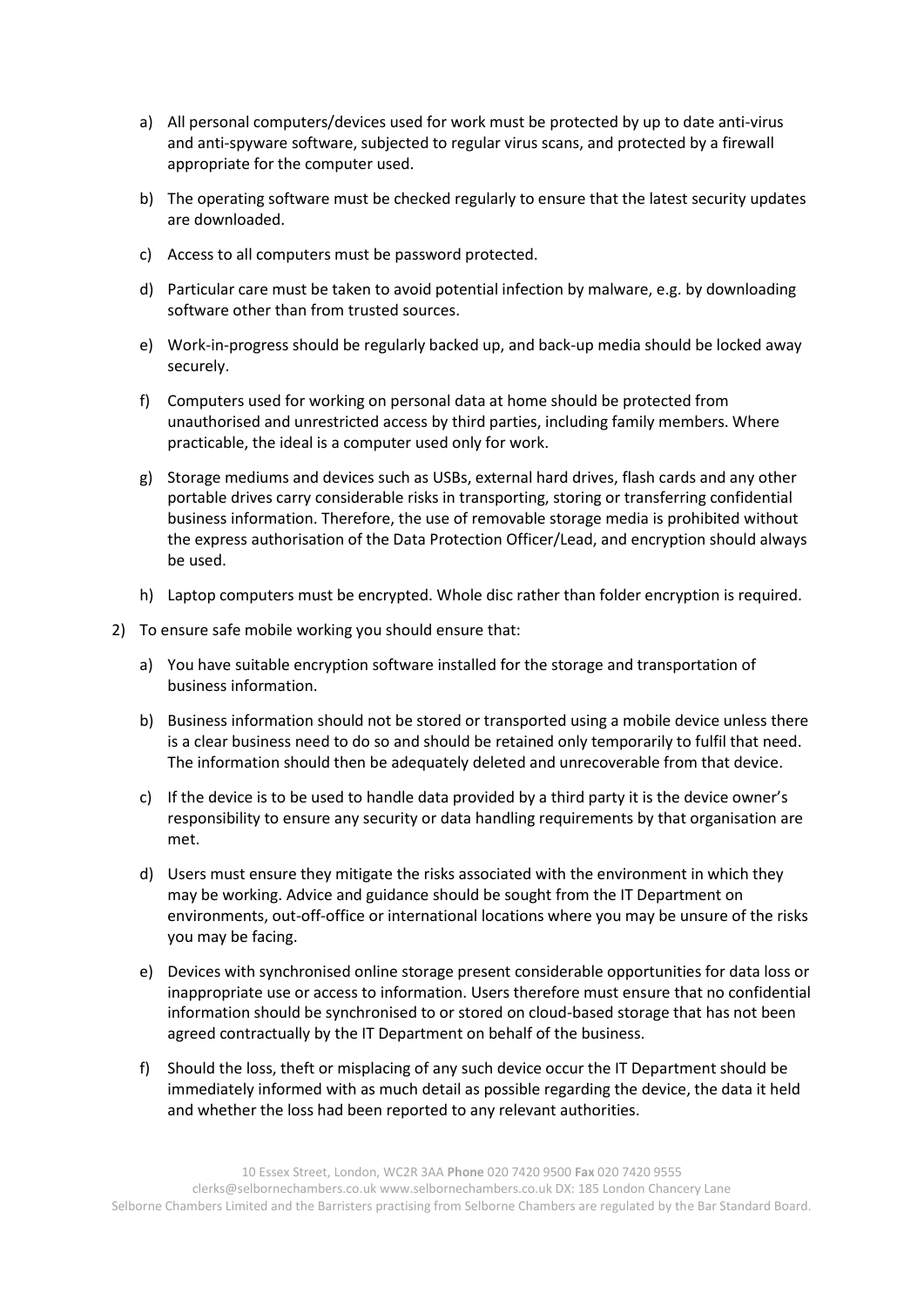a) All personal computers/devices used for work must be protected by up to date anti-virus and anti-spyware software, subjected to regular virus scans, and protected by a firewall appropriate for the computer used.

b) The operating software must be checked regularly to ensure that the latest security updates are downloaded.

c) Access to all computers must be password protected.

d) Particular care must be taken to avoid potential infection by malware, e.g. by downloading software other than from trusted sources.

e) Work-in-progress should be regularly backed up, and back-up media should be locked away securely.

f) Computers used for working on personal data at home should be protected from unauthorised and unrestricted access by third parties, including family members. Where practicable, the ideal is a computer used only for work.

g) Storage mediums and devices such as USBs, external hard drives, flash cards and any other portable drives carry considerable risks in transporting, storing or transferring confidential business information. Therefore, the use of removable storage media is prohibited without the express authorisation of the Data Protection Officer/Lead, and encryption should always be used.

h) Laptop computers must be encrypted. Whole disc rather than folder encryption is required.

2) To ensure safe mobile working you should ensure that:

a) You have suitable encryption software installed for the storage and transportation of business information.

b) Business information should not be stored or transported using a mobile device unless there is a clear business need to do so and should be retained only temporarily to fulfil that need. The information should then be adequately deleted and unrecoverable from that device.

c) If the device is to be used to handle data provided by a third party it is the device owner's responsibility to ensure any security or data handling requirements by that organisation are met.

d) Users must ensure they mitigate the risks associated with the environment in which they may be working. Advice and guidance should be sought from the IT Department on environments, out-off-office or international locations where you may be unsure of the risks you may be facing.

e) Devices with synchronised online storage present considerable opportunities for data loss or inappropriate use or access to information. Users therefore must ensure that no confidential information should be synchronised to or stored on cloud-based storage that has not been agreed contractually by the IT Department on behalf of the business.

f) Should the loss, theft or misplacing of any such device occur the IT Department should be immediately informed with as much detail as possible regarding the device, the data it held and whether the loss had been reported to any relevant authorities.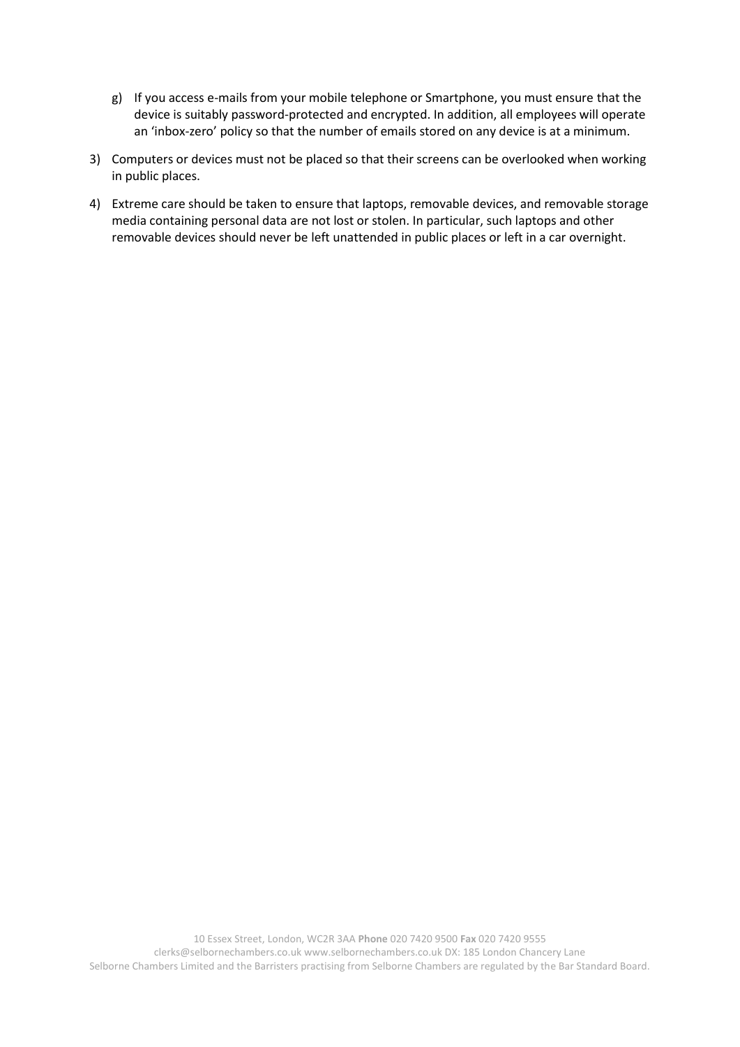g) If you access e-mails from your mobile telephone or Smartphone, you must ensure that the device is suitably password-protected and encrypted. In addition, all employees will operate an 'inbox-zero' policy so that the number of emails stored on any device is at a minimum.

3) Computers or devices must not be placed so that their screens can be overlooked when working in public places.

4) Extreme care should be taken to ensure that laptops, removable devices, and removable storage media containing personal data are not lost or stolen. In particular, such laptops and other removable devices should never be left unattended in public places or left in a car overnight.